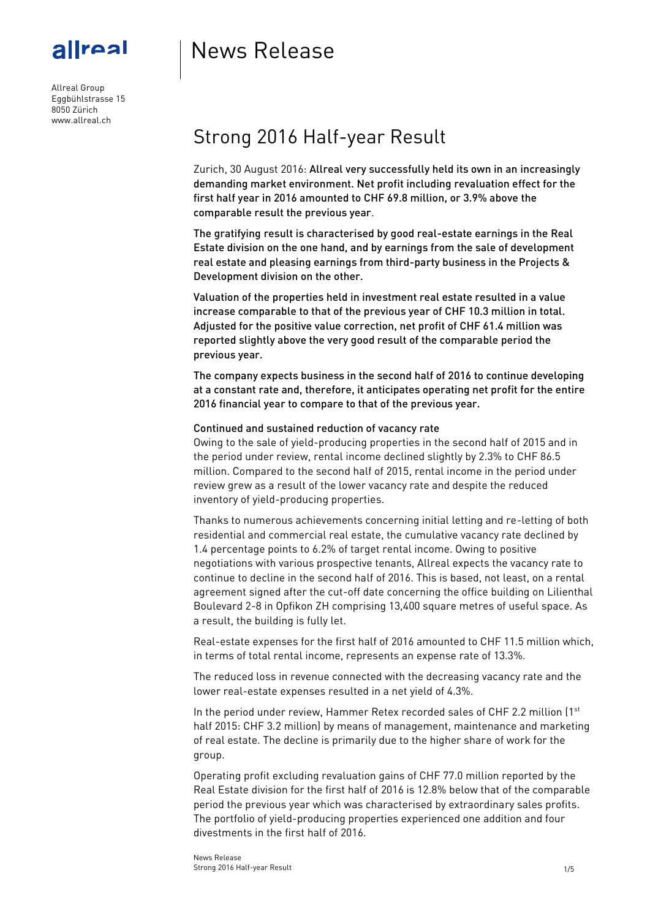allreal

Allreal Group
Eggbühlstrasse 15
8050 Zürich
www.allreal.ch

# News Release

## Strong 2016 Half-year Result

Zurich, 30 August 2016: **Allreal very successfully held its own in an increasingly demanding market environment. Net profit including revaluation effect for the first half year in 2016 amounted to CHF 69.8 million, or 3.9% above the comparable result the previous year**.

**The gratifying result is characterised by good real-estate earnings in the Real Estate division on the one hand, and by earnings from the sale of development real estate and pleasing earnings from third-party business in the Projects & Development division on the other.**

**Valuation of the properties held in investment real estate resulted in a value increase comparable to that of the previous year of CHF 10.3 million in total. Adjusted for the positive value correction, net profit of CHF 61.4 million was reported slightly above the very good result of the comparable period the previous year.**

**The company expects business in the second half of 2016 to continue developing at a constant rate and, therefore, it anticipates operating net profit for the entire 2016 financial year to compare to that of the previous year.**

### Continued and sustained reduction of vacancy rate

Owing to the sale of yield-producing properties in the second half of 2015 and in the period under review, rental income declined slightly by 2.3% to CHF 86.5 million. Compared to the second half of 2015, rental income in the period under review grew as a result of the lower vacancy rate and despite the reduced inventory of yield-producing properties.

Thanks to numerous achievements concerning initial letting and re-letting of both residential and commercial real estate, the cumulative vacancy rate declined by 1.4 percentage points to 6.2% of target rental income. Owing to positive negotiations with various prospective tenants, Allreal expects the vacancy rate to continue to decline in the second half of 2016. This is based, not least, on a rental agreement signed after the cut-off date concerning the office building on Lilienthal Boulevard 2-8 in Opfikon ZH comprising 13,400 square metres of useful space. As a result, the building is fully let.

Real-estate expenses for the first half of 2016 amounted to CHF 11.5 million which, in terms of total rental income, represents an expense rate of 13.3%.

The reduced loss in revenue connected with the decreasing vacancy rate and the lower real-estate expenses resulted in a net yield of 4.3%.

In the period under review, Hammer Retex recorded sales of CHF 2.2 million (1st half 2015: CHF 3.2 million) by means of management, maintenance and marketing of real estate. The decline is primarily due to the higher share of work for the group.

Operating profit excluding revaluation gains of CHF 77.0 million reported by the Real Estate division for the first half of 2016 is 12.8% below that of the comparable period the previous year which was characterised by extraordinary sales profits. The portfolio of yield-producing properties experienced one addition and four divestments in the first half of 2016.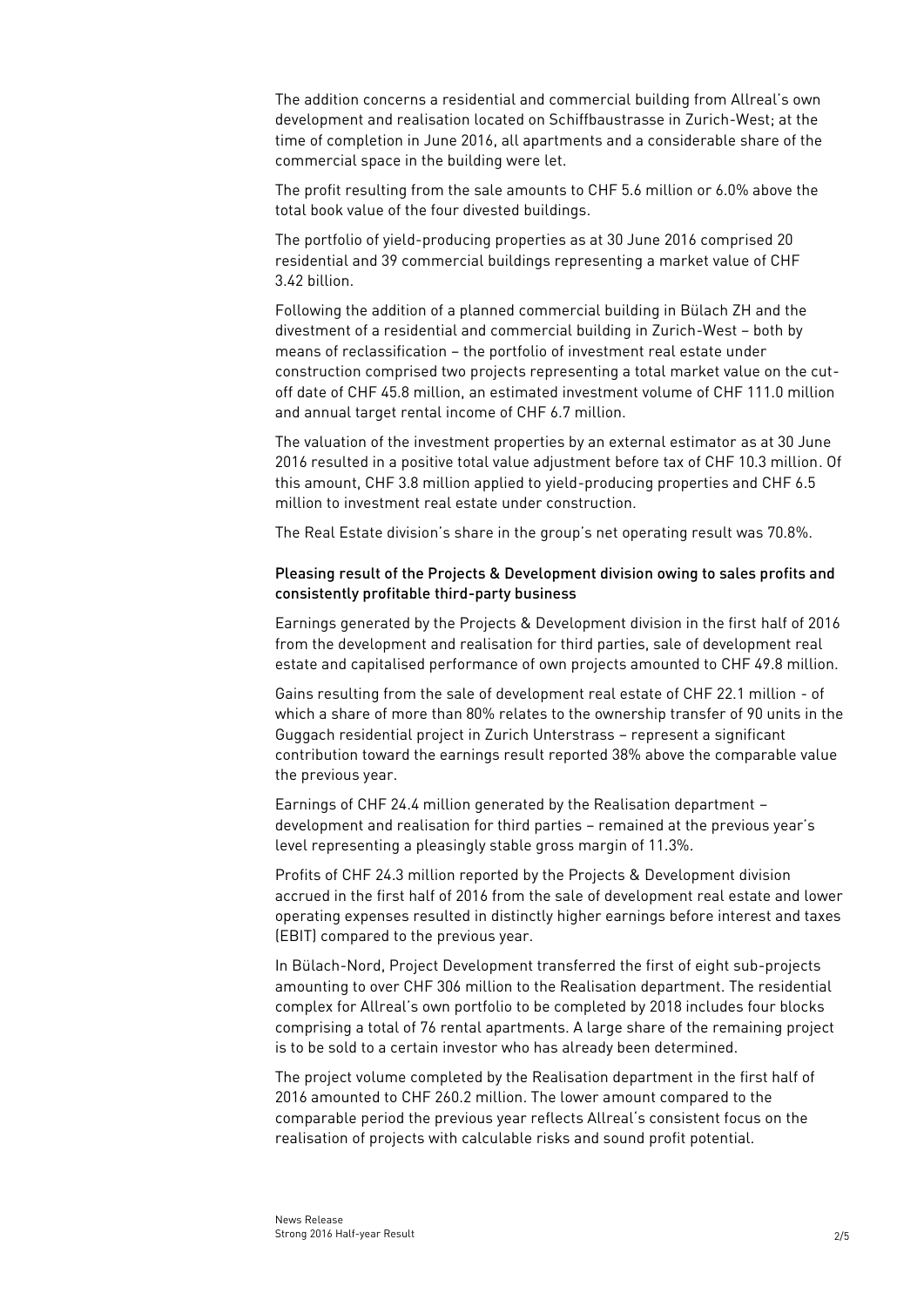The addition concerns a residential and commercial building from Allreal's own development and realisation located on Schiffbaustrasse in Zurich-West; at the time of completion in June 2016, all apartments and a considerable share of the commercial space in the building were let.

The profit resulting from the sale amounts to CHF 5.6 million or 6.0% above the total book value of the four divested buildings.

The portfolio of yield-producing properties as at 30 June 2016 comprised 20 residential and 39 commercial buildings representing a market value of CHF 3.42 billion.

Following the addition of a planned commercial building in Bülach ZH and the divestment of a residential and commercial building in Zurich-West – both by means of reclassification – the portfolio of investment real estate under construction comprised two projects representing a total market value on the cut-off date of CHF 45.8 million, an estimated investment volume of CHF 111.0 million and annual target rental income of CHF 6.7 million.

The valuation of the investment properties by an external estimator as at 30 June 2016 resulted in a positive total value adjustment before tax of CHF 10.3 million. Of this amount, CHF 3.8 million applied to yield-producing properties and CHF 6.5 million to investment real estate under construction.

The Real Estate division's share in the group's net operating result was 70.8%.

### Pleasing result of the Projects & Development division owing to sales profits and consistently profitable third-party business

Earnings generated by the Projects & Development division in the first half of 2016 from the development and realisation for third parties, sale of development real estate and capitalised performance of own projects amounted to CHF 49.8 million.

Gains resulting from the sale of development real estate of CHF 22.1 million - of which a share of more than 80% relates to the ownership transfer of 90 units in the Guggach residential project in Zurich Unterstrass – represent a significant contribution toward the earnings result reported 38% above the comparable value the previous year.

Earnings of CHF 24.4 million generated by the Realisation department – development and realisation for third parties – remained at the previous year's level representing a pleasingly stable gross margin of 11.3%.

Profits of CHF 24.3 million reported by the Projects & Development division accrued in the first half of 2016 from the sale of development real estate and lower operating expenses resulted in distinctly higher earnings before interest and taxes (EBIT) compared to the previous year.

In Bülach-Nord, Project Development transferred the first of eight sub-projects amounting to over CHF 306 million to the Realisation department. The residential complex for Allreal's own portfolio to be completed by 2018 includes four blocks comprising a total of 76 rental apartments. A large share of the remaining project is to be sold to a certain investor who has already been determined.

The project volume completed by the Realisation department in the first half of 2016 amounted to CHF 260.2 million. The lower amount compared to the comparable period the previous year reflects Allreal's consistent focus on the realisation of projects with calculable risks and sound profit potential.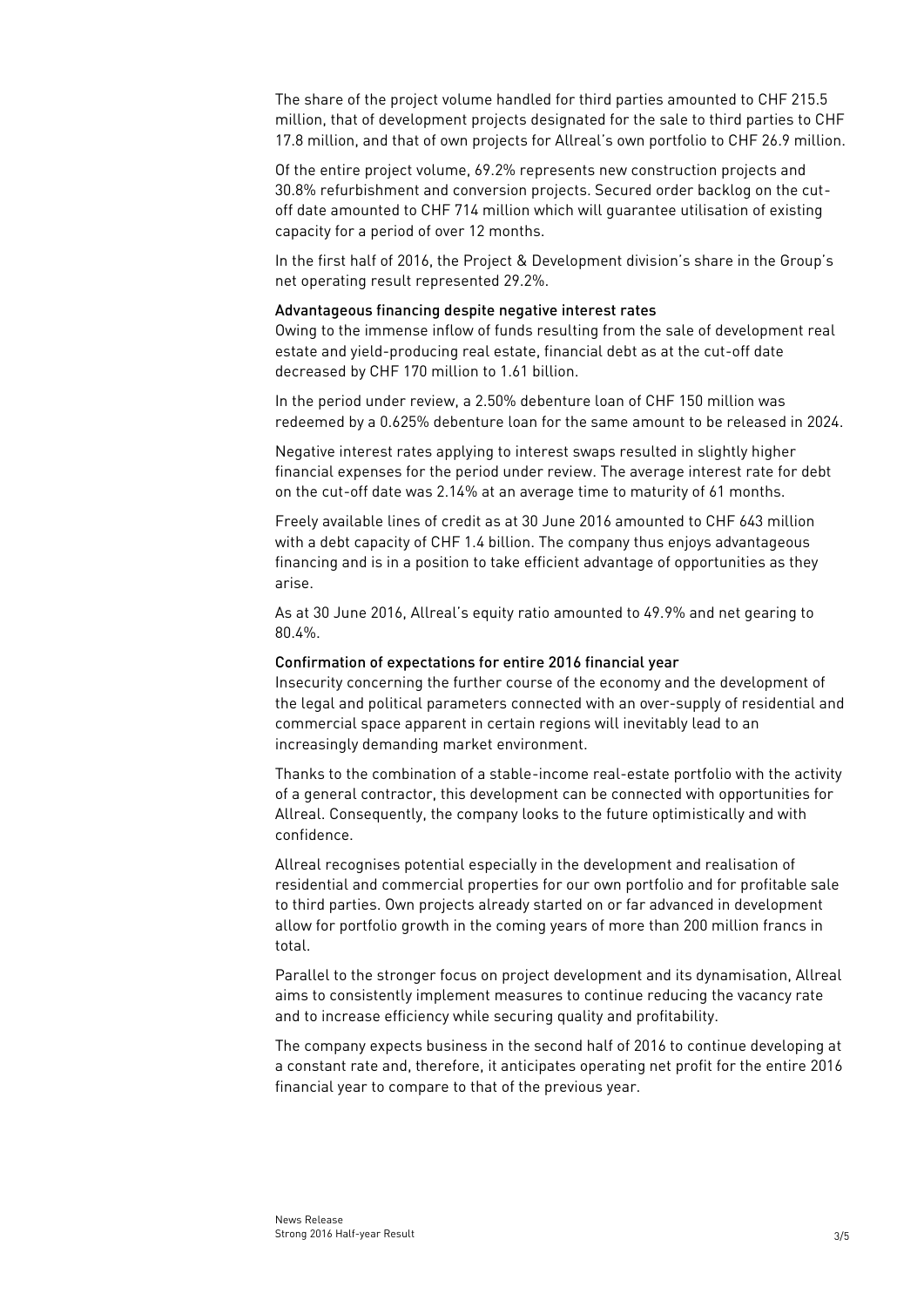The share of the project volume handled for third parties amounted to CHF 215.5 million, that of development projects designated for the sale to third parties to CHF 17.8 million, and that of own projects for Allreal's own portfolio to CHF 26.9 million.

Of the entire project volume, 69.2% represents new construction projects and 30.8% refurbishment and conversion projects. Secured order backlog on the cut-off date amounted to CHF 714 million which will guarantee utilisation of existing capacity for a period of over 12 months.

In the first half of 2016, the Project & Development division's share in the Group's net operating result represented 29.2%.

## Advantageous financing despite negative interest rates

Owing to the immense inflow of funds resulting from the sale of development real estate and yield-producing real estate, financial debt as at the cut-off date decreased by CHF 170 million to 1.61 billion.

In the period under review, a 2.50% debenture loan of CHF 150 million was redeemed by a 0.625% debenture loan for the same amount to be released in 2024.

Negative interest rates applying to interest swaps resulted in slightly higher financial expenses for the period under review. The average interest rate for debt on the cut-off date was 2.14% at an average time to maturity of 61 months.

Freely available lines of credit as at 30 June 2016 amounted to CHF 643 million with a debt capacity of CHF 1.4 billion. The company thus enjoys advantageous financing and is in a position to take efficient advantage of opportunities as they arise.

As at 30 June 2016, Allreal's equity ratio amounted to 49.9% and net gearing to 80.4%.

## Confirmation of expectations for entire 2016 financial year

Insecurity concerning the further course of the economy and the development of the legal and political parameters connected with an over-supply of residential and commercial space apparent in certain regions will inevitably lead to an increasingly demanding market environment.

Thanks to the combination of a stable-income real-estate portfolio with the activity of a general contractor, this development can be connected with opportunities for Allreal. Consequently, the company looks to the future optimistically and with confidence.

Allreal recognises potential especially in the development and realisation of residential and commercial properties for our own portfolio and for profitable sale to third parties. Own projects already started on or far advanced in development allow for portfolio growth in the coming years of more than 200 million francs in total.

Parallel to the stronger focus on project development and its dynamisation, Allreal aims to consistently implement measures to continue reducing the vacancy rate and to increase efficiency while securing quality and profitability.

The company expects business in the second half of 2016 to continue developing at a constant rate and, therefore, it anticipates operating net profit for the entire 2016 financial year to compare to that of the previous year.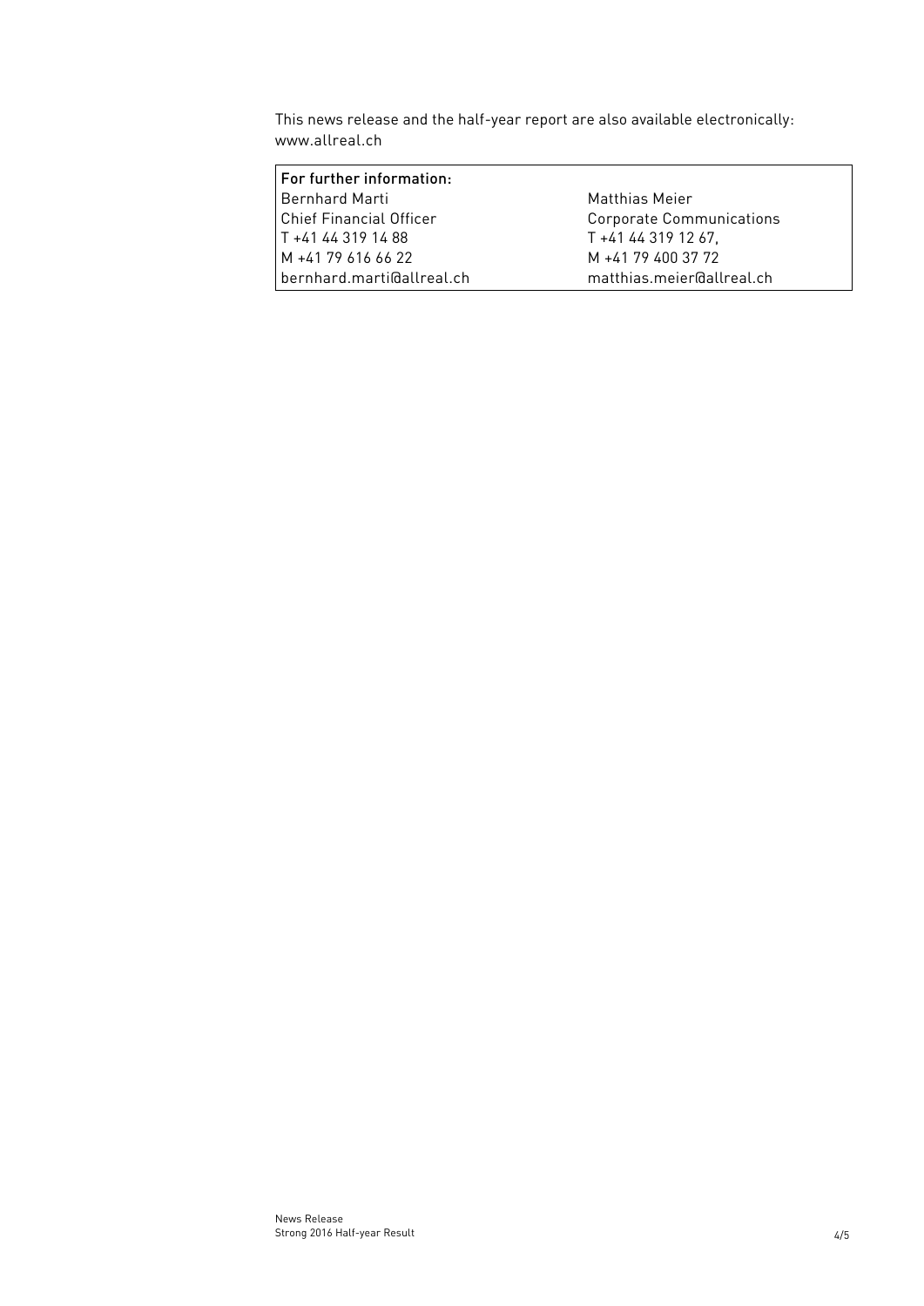This news release and the half-year report are also available electronically: www.allreal.ch

| For further information: | |
|---|---|
| Bernhard Marti | Matthias Meier |
| Chief Financial Officer | Corporate Communications |
| T +41 44 319 14 88 | T +41 44 319 12 67, |
| M +41 79 616 66 22 | M +41 79 400 37 72 |
| bernhard.marti@allreal.ch | matthias.meier@allreal.ch |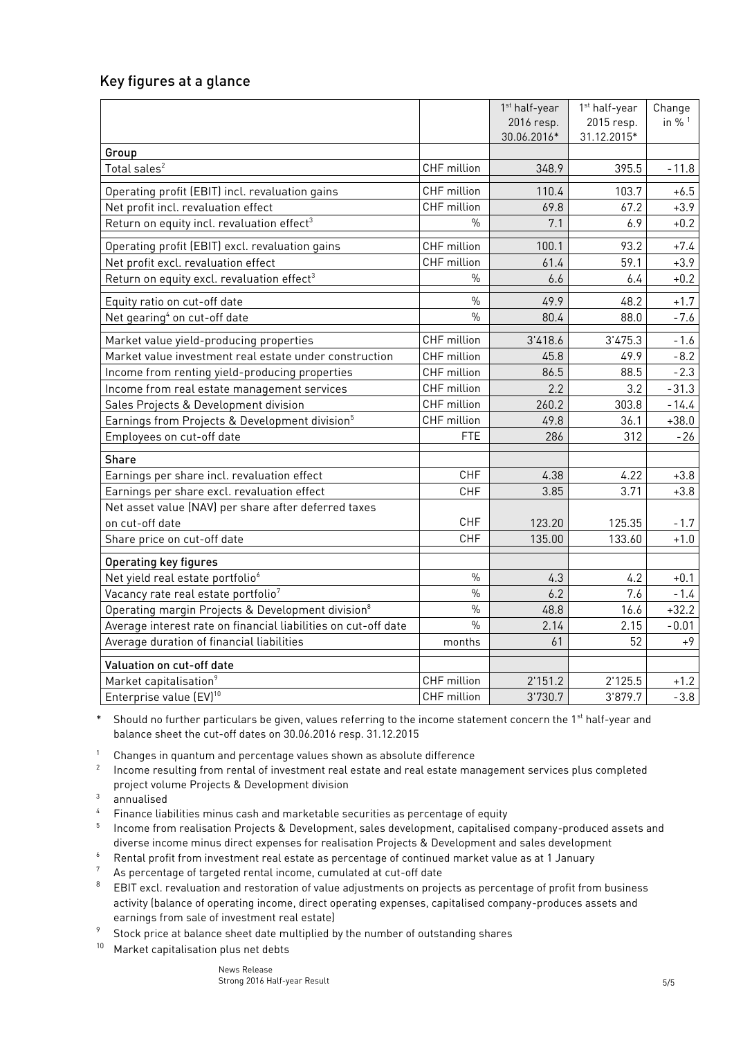## Key figures at a glance

| | | 1st half-year 2016 resp. 30.06.2016* | 1st half-year 2015 resp. 31.12.2015* | Change in % [1] |
|---|---|---|---|---|
| **Group** | | | | |
| Total sales[2] | CHF million | 348.9 | 395.5 | -11.8 |
| Operating profit (EBIT) incl. revaluation gains | CHF million | 110.4 | 103.7 | +6.5 |
| Net profit incl. revaluation effect | CHF million | 69.8 | 67.2 | +3.9 |
| Return on equity incl. revaluation effect[3] | % | 7.1 | 6.9 | +0.2 |
| Operating profit (EBIT) excl. revaluation gains | CHF million | 100.1 | 93.2 | +7.4 |
| Net profit excl. revaluation effect | CHF million | 61.4 | 59.1 | +3.9 |
| Return on equity excl. revaluation effect[3] | % | 6.6 | 6.4 | +0.2 |
| Equity ratio on cut-off date | % | 49.9 | 48.2 | +1.7 |
| Net gearing[4] on cut-off date | % | 80.4 | 88.0 | -7.6 |
| Market value yield-producing properties | CHF million | 3'418.6 | 3'475.3 | -1.6 |
| Market value investment real estate under construction | CHF million | 45.8 | 49.9 | -8.2 |
| Income from renting yield-producing properties | CHF million | 86.5 | 88.5 | -2.3 |
| Income from real estate management services | CHF million | 2.2 | 3.2 | -31.3 |
| Sales Projects & Development division | CHF million | 260.2 | 303.8 | -14.4 |
| Earnings from Projects & Development division[5] | CHF million | 49.8 | 36.1 | +38.0 |
| Employees on cut-off date | FTE | 286 | 312 | -26 |
| **Share** | | | | |
| Earnings per share incl. revaluation effect | CHF | 4.38 | 4.22 | +3.8 |
| Earnings per share excl. revaluation effect | CHF | 3.85 | 3.71 | +3.8 |
| Net asset value (NAV) per share after deferred taxes on cut-off date | CHF | 123.20 | 125.35 | -1.7 |
| Share price on cut-off date | CHF | 135.00 | 133.60 | +1.0 |
| **Operating key figures** | | | | |
| Net yield real estate portfolio[6] | % | 4.3 | 4.2 | +0.1 |
| Vacancy rate real estate portfolio[7] | % | 6.2 | 7.6 | -1.4 |
| Operating margin Projects & Development division[8] | % | 48.8 | 16.6 | +32.2 |
| Average interest rate on financial liabilities on cut-off date | % | 2.14 | 2.15 | -0.01 |
| Average duration of financial liabilities | months | 61 | 52 | +9 |
| **Valuation on cut-off date** | | | | |
| Market capitalisation[9] | CHF million | 2'151.2 | 2'125.5 | +1.2 |
| Enterprise value (EV)[10] | CHF million | 3'730.7 | 3'879.7 | -3.8 |

\* Should no further particulars be given, values referring to the income statement concern the 1st half-year and balance sheet the cut-off dates on 30.06.2016 resp. 31.12.2015

[1] Changes in quantum and percentage values shown as absolute difference

[2] Income resulting from rental of investment real estate and real estate management services plus completed project volume Projects & Development division

[3] annualised

[4] Finance liabilities minus cash and marketable securities as percentage of equity

[5] Income from realisation Projects & Development, sales development, capitalised company-produced assets and diverse income minus direct expenses for realisation Projects & Development and sales development

[6] Rental profit from investment real estate as percentage of continued market value as at 1 January

[7] As percentage of targeted rental income, cumulated at cut-off date

[8] EBIT excl. revaluation and restoration of value adjustments on projects as percentage of profit from business activity (balance of operating income, direct operating expenses, capitalised company-produces assets and earnings from sale of investment real estate)

[9] Stock price at balance sheet date multiplied by the number of outstanding shares

[10] Market capitalisation plus net debts

News Release
Strong 2016 Half-year Result